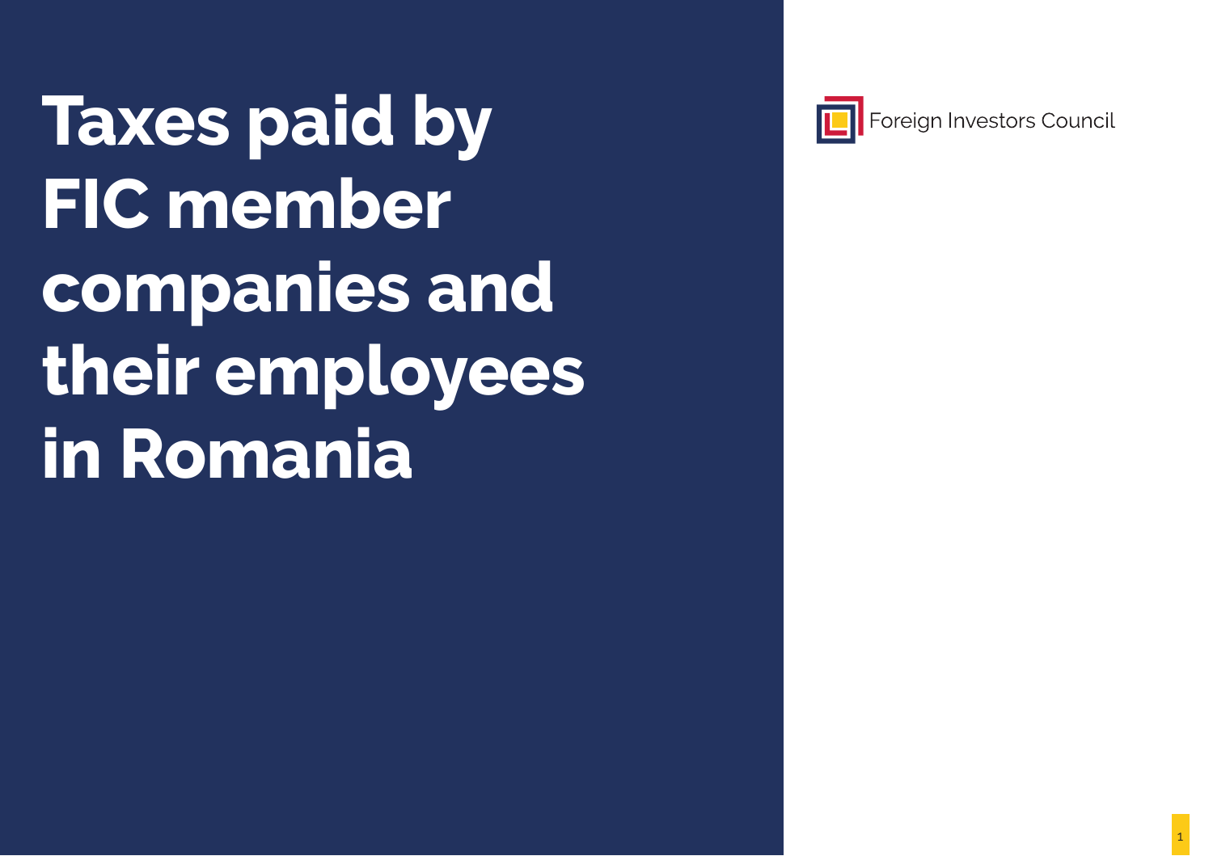# Taxes paid by FIC member companies and their employees in Romania

Foreign Investors Council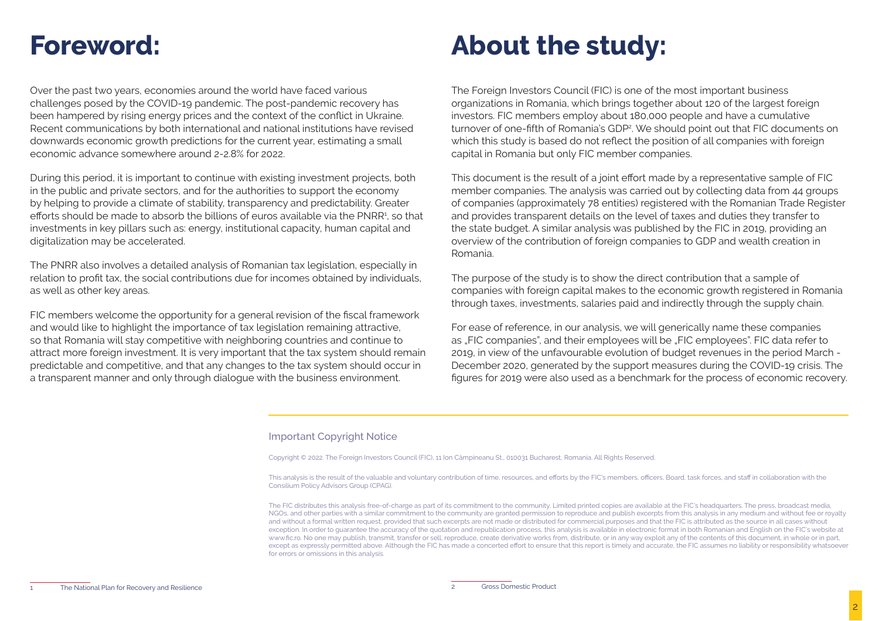# Foreword:

Over the past two years, economies around the world have faced various challenges posed by the COVID-19 pandemic. The post-pandemic recovery has been hampered by rising energy prices and the context of the conflict in Ukraine. Recent communications by both international and national institutions have revised downwards economic growth predictions for the current year, estimating a small economic advance somewhere around 2-2.8% for 2022.

During this period, it is important to continue with existing investment projects, both in the public and private sectors, and for the authorities to support the economy by helping to provide a climate of stability, transparency and predictability. Greater efforts should be made to absorb the billions of euros available via the PNRR[1], so that investments in key pillars such as: energy, institutional capacity, human capital and digitalization may be accelerated.

The PNRR also involves a detailed analysis of Romanian tax legislation, especially in relation to profit tax, the social contributions due for incomes obtained by individuals, as well as other key areas.

FIC members welcome the opportunity for a general revision of the fiscal framework and would like to highlight the importance of tax legislation remaining attractive, so that Romania will stay competitive with neighboring countries and continue to attract more foreign investment. It is very important that the tax system should remain predictable and competitive, and that any changes to the tax system should occur in a transparent manner and only through dialogue with the business environment.

[1] The National Plan for Recovery and Resilience

# About the study:

The Foreign Investors Council (FIC) is one of the most important business organizations in Romania, which brings together about 120 of the largest foreign investors. FIC members employ about 180,000 people and have a cumulative turnover of one-fifth of Romania's GDP[2]. We should point out that FIC documents on which this study is based do not reflect the position of all companies with foreign capital in Romania but only FIC member companies.

This document is the result of a joint effort made by a representative sample of FIC member companies. The analysis was carried out by collecting data from 44 groups of companies (approximately 78 entities) registered with the Romanian Trade Register and provides transparent details on the level of taxes and duties they transfer to the state budget. A similar analysis was published by the FIC in 2019, providing an overview of the contribution of foreign companies to GDP and wealth creation in Romania.

The purpose of the study is to show the direct contribution that a sample of companies with foreign capital makes to the economic growth registered in Romania through taxes, investments, salaries paid and indirectly through the supply chain.

For ease of reference, in our analysis, we will generically name these companies as „FIC companies", and their employees will be „FIC employees". FIC data refer to 2019, in view of the unfavourable evolution of budget revenues in the period March - December 2020, generated by the support measures during the COVID-19 crisis. The figures for 2019 were also used as a benchmark for the process of economic recovery.

## Important Copyright Notice

Copyright © 2022. The Foreign Investors Council (FIC), 11 Ion Câmpineanu St., 010031 Bucharest, Romania. All Rights Reserved.

This analysis is the result of the valuable and voluntary contribution of time, resources, and efforts by the FIC's members, officers, Board, task forces, and staff in collaboration with the Consilium Policy Advisors Group (CPAG).

The FIC distributes this analysis free-of-charge as part of its commitment to the community. Limited printed copies are available at the FIC's headquarters. The press, broadcast media, NGOs, and other parties with a similar commitment to the community are granted permission to reproduce and publish excerpts from this analysis in any medium and without fee or royalty and without a formal written request, provided that such excerpts are not made or distributed for commercial purposes and that the FIC is attributed as the source in all cases without exception. In order to guarantee the accuracy of the quotation and republication process, this analysis is available in electronic format in both Romanian and English on the FIC's website at www.fic.ro. No one may publish, transmit, transfer or sell, reproduce, create derivative works from, distribute, or in any way exploit any of the contents of this document, in whole or in part, except as expressly permitted above. Although the FIC has made a concerted effort to ensure that this report is timely and accurate, the FIC assumes no liability or responsibility whatsoever for errors or omissions in this analysis.

[2] Gross Domestic Product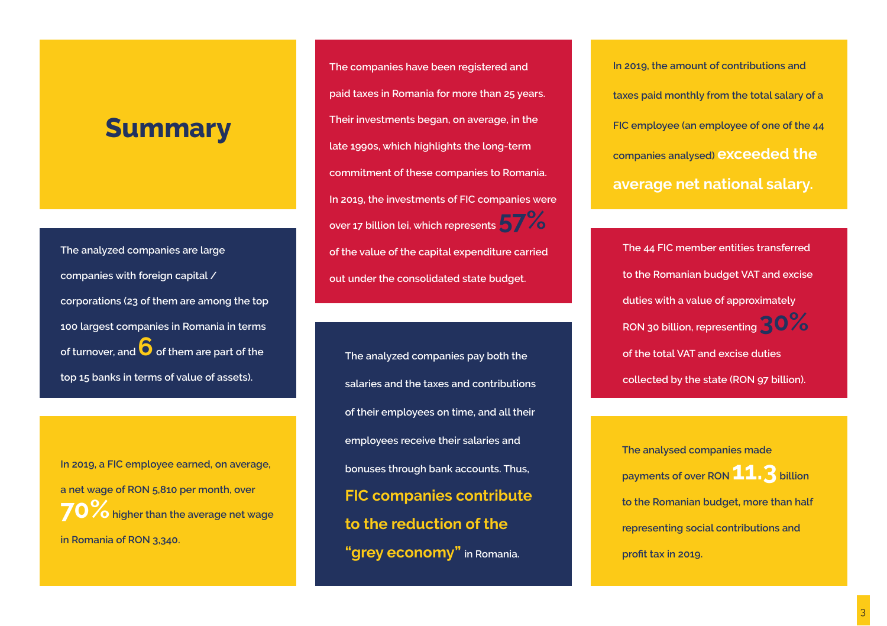# Summary

The analyzed companies are large companies with foreign capital / corporations (23 of them are among the top 100 largest companies in Romania in terms of turnover, and **6** of them are part of the top 15 banks in terms of value of assets).

In 2019, a FIC employee earned, on average, a net wage of RON 5,810 per month, over **70%** higher than the average net wage in Romania of RON 3,340.

The companies have been registered and paid taxes in Romania for more than 25 years. Their investments began, on average, in the late 1990s, which highlights the long-term commitment of these companies to Romania. In 2019, the investments of FIC companies were over 17 billion lei, which represents **57%** of the value of the capital expenditure carried out under the consolidated state budget.

The analyzed companies pay both the salaries and the taxes and contributions of their employees on time, and all their employees receive their salaries and bonuses through bank accounts. Thus, **FIC companies contribute to the reduction of the "grey economy"** in Romania.

In 2019, the amount of contributions and taxes paid monthly from the total salary of a FIC employee (an employee of one of the 44 companies analysed) **exceeded the average net national salary.**

The 44 FIC member entities transferred to the Romanian budget VAT and excise duties with a value of approximately RON 30 billion, representing **30%** of the total VAT and excise duties collected by the state (RON 97 billion).

The analysed companies made payments of over RON **11.3** billion to the Romanian budget, more than half representing social contributions and profit tax in 2019.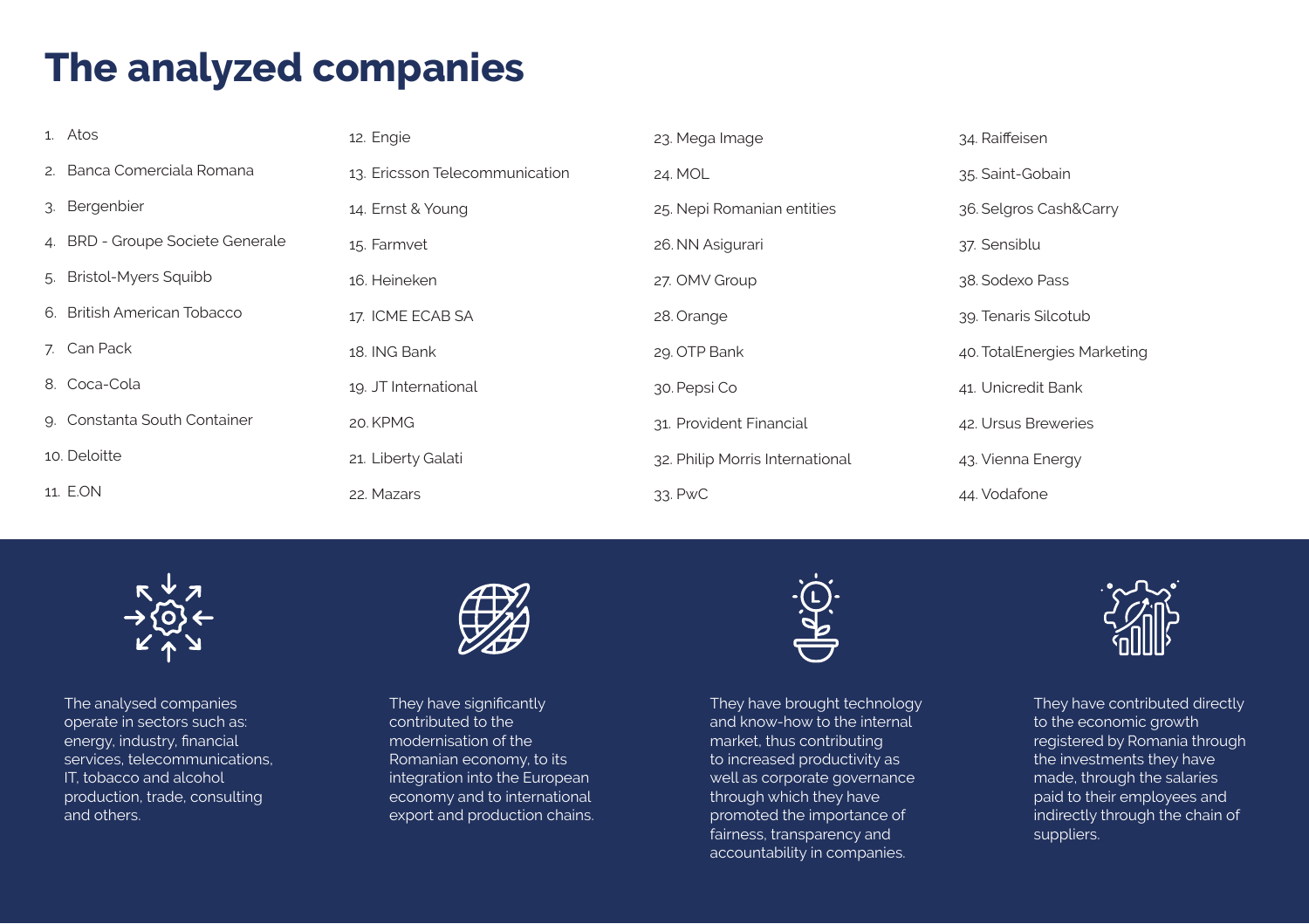# The analyzed companies

1. Atos
2. Banca Comerciala Romana
3. Bergenbier
4. BRD - Groupe Societe Generale
5. Bristol-Myers Squibb
6. British American Tobacco
7. Can Pack
8. Coca-Cola
9. Constanta South Container
10. Deloitte
11. E.ON
12. Engie
13. Ericsson Telecommunication
14. Ernst & Young
15. Farmvet
16. Heineken
17. ICME ECAB SA
18. ING Bank
19. JT International
20. KPMG
21. Liberty Galati
22. Mazars
23. Mega Image
24. MOL
25. Nepi Romanian entities
26. NN Asigurari
27. OMV Group
28. Orange
29. OTP Bank
30. Pepsi Co
31. Provident Financial
32. Philip Morris International
33. PwC
34. Raiffeisen
35. Saint-Gobain
36. Selgros Cash&Carry
37. Sensiblu
38. Sodexo Pass
39. Tenaris Silcotub
40. TotalEnergies Marketing
41. Unicredit Bank
42. Ursus Breweries
43. Vienna Energy
44. Vodafone

The analysed companies operate in sectors such as: energy, industry, financial services, telecommunications, IT, tobacco and alcohol production, trade, consulting and others.

They have significantly contributed to the modernisation of the Romanian economy, to its integration into the European economy and to international export and production chains.

They have brought technology and know-how to the internal market, thus contributing to increased productivity as well as corporate governance through which they have promoted the importance of fairness, transparency and accountability in companies.

They have contributed directly to the economic growth registered by Romania through the investments they have made, through the salaries paid to their employees and indirectly through the chain of suppliers.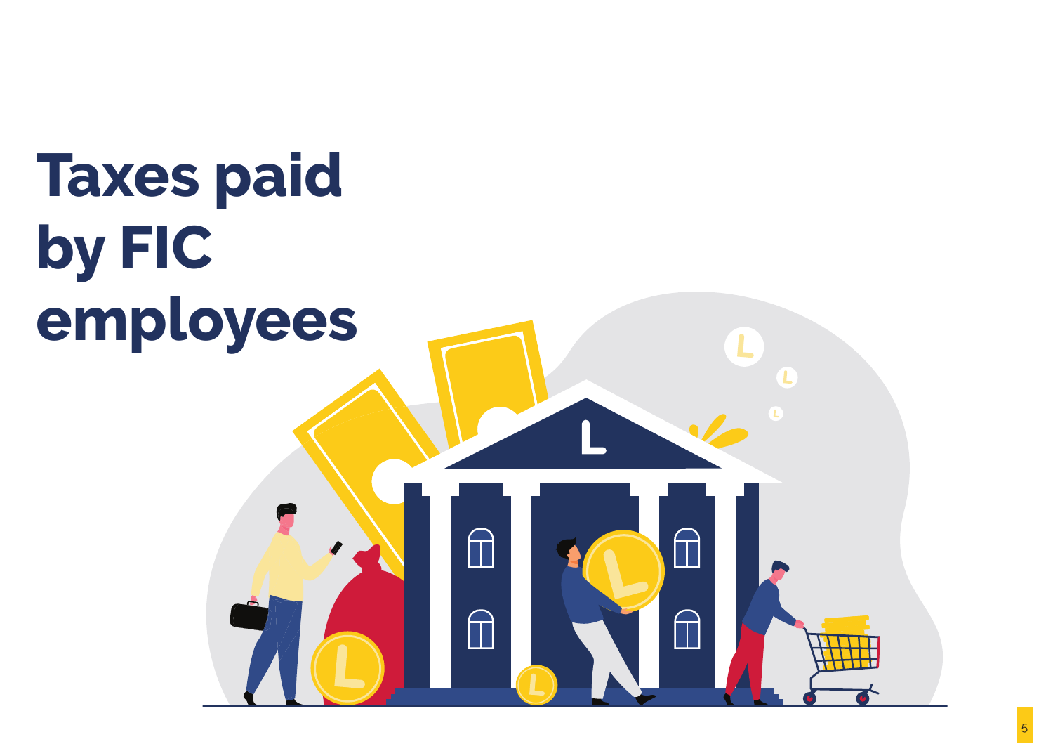# Taxes paid by FIC employees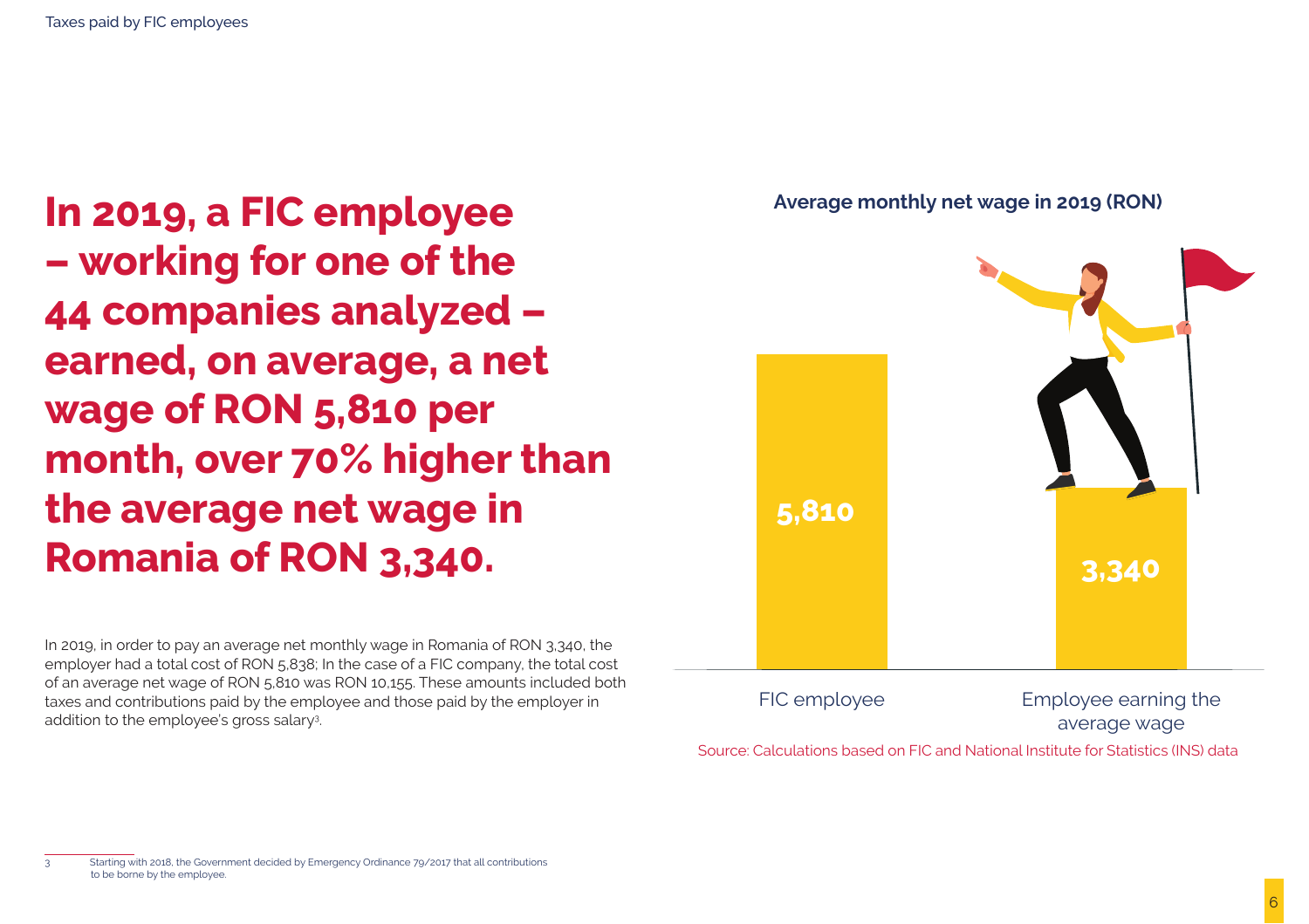# In 2019, a FIC employee – working for one of the 44 companies analyzed – earned, on average, a net wage of RON 5,810 per month, over 70% higher than the average net wage in Romania of RON 3,340.

In 2019, in order to pay an average net monthly wage in Romania of RON 3,340, the employer had a total cost of RON 5,838; In the case of a FIC company, the total cost of an average net wage of RON 5,810 was RON 10,155. These amounts included both taxes and contributions paid by the employee and those paid by the employer in addition to the employee's gross salary[3].

**Average monthly net wage in 2019 (RON)**

| | Average monthly net wage in 2019 (RON) |
|---|---|
| FIC employee | 5,810 |
| Employee earning the average wage | 3,340 |

Source: Calculations based on FIC and National Institute for Statistics (INS) data

3 Starting with 2018, the Government decided by Emergency Ordinance 79/2017 that all contributions to be borne by the employee.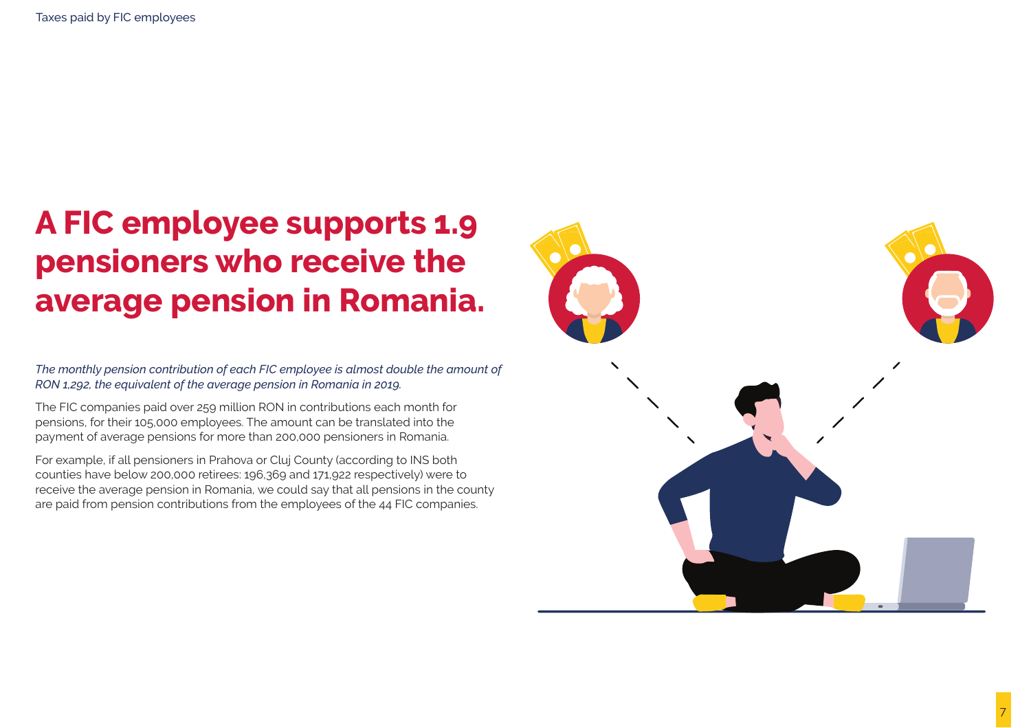# A FIC employee supports 1.9 pensioners who receive the average pension in Romania.

*The monthly pension contribution of each FIC employee is almost double the amount of RON 1,292, the equivalent of the average pension in Romania in 2019.*

The FIC companies paid over 259 million RON in contributions each month for pensions, for their 105,000 employees. The amount can be translated into the payment of average pensions for more than 200,000 pensioners in Romania.

For example, if all pensioners in Prahova or Cluj County (according to INS both counties have below 200,000 retirees: 196,369 and 171,922 respectively) were to receive the average pension in Romania, we could say that all pensions in the county are paid from pension contributions from the employees of the 44 FIC companies.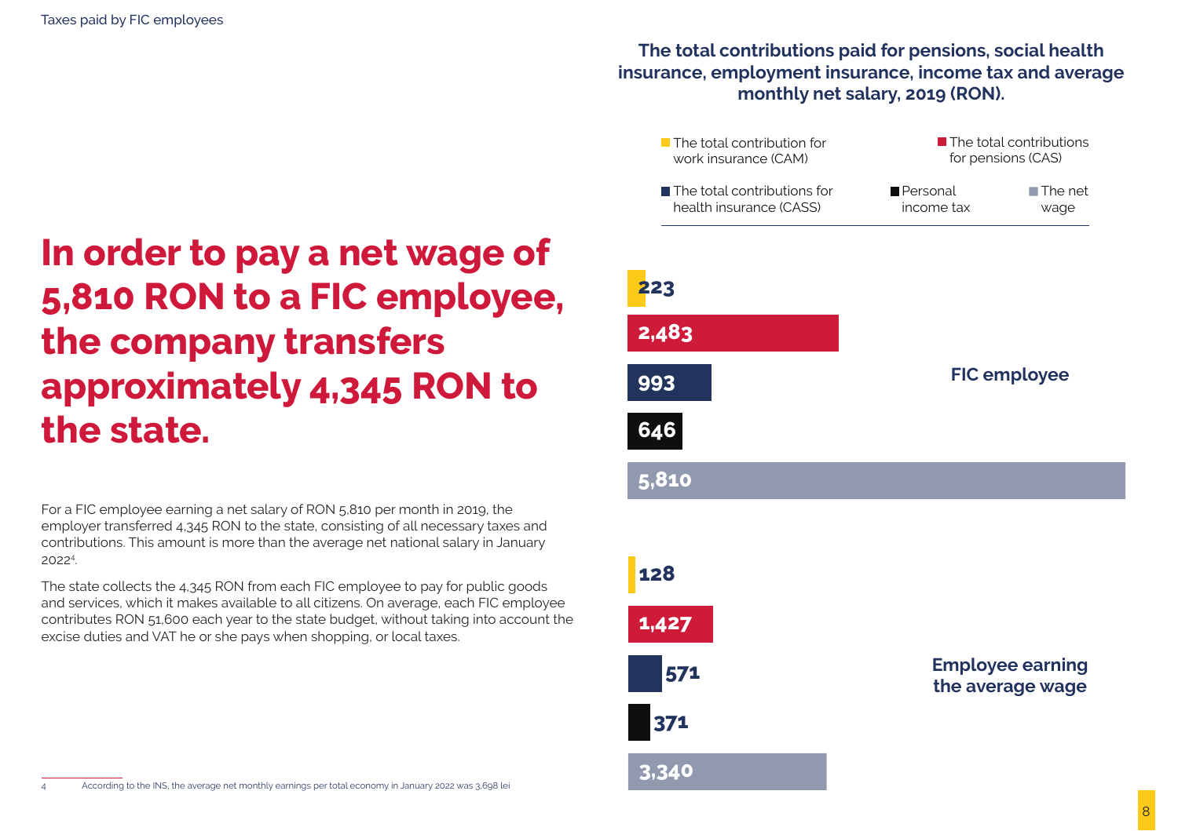# In order to pay a net wage of 5,810 RON to a FIC employee, the company transfers approximately 4,345 RON to the state.

For a FIC employee earning a net salary of RON 5,810 per month in 2019, the employer transferred 4,345 RON to the state, consisting of all necessary taxes and contributions. This amount is more than the average net national salary in January 2022[4].

The state collects the 4,345 RON from each FIC employee to pay for public goods and services, which it makes available to all citizens. On average, each FIC employee contributes RON 51,600 each year to the state budget, without taking into account the excise duties and VAT he or she pays when shopping, or local taxes.

**The total contributions paid for pensions, social health insurance, employment insurance, income tax and average monthly net salary, 2019 (RON).**

| | FIC employee | Employee earning the average wage |
|---|---|---|
| The total contribution for work insurance (CAM) | 223 | 128 |
| The total contributions for pensions (CAS) | 2,483 | 1,427 |
| The total contributions for health insurance (CASS) | 993 | 571 |
| Personal income tax | 646 | 371 |
| The net wage | 5,810 | 3,340 |

4 According to the INS, the average net monthly earnings per total economy in January 2022 was 3,698 lei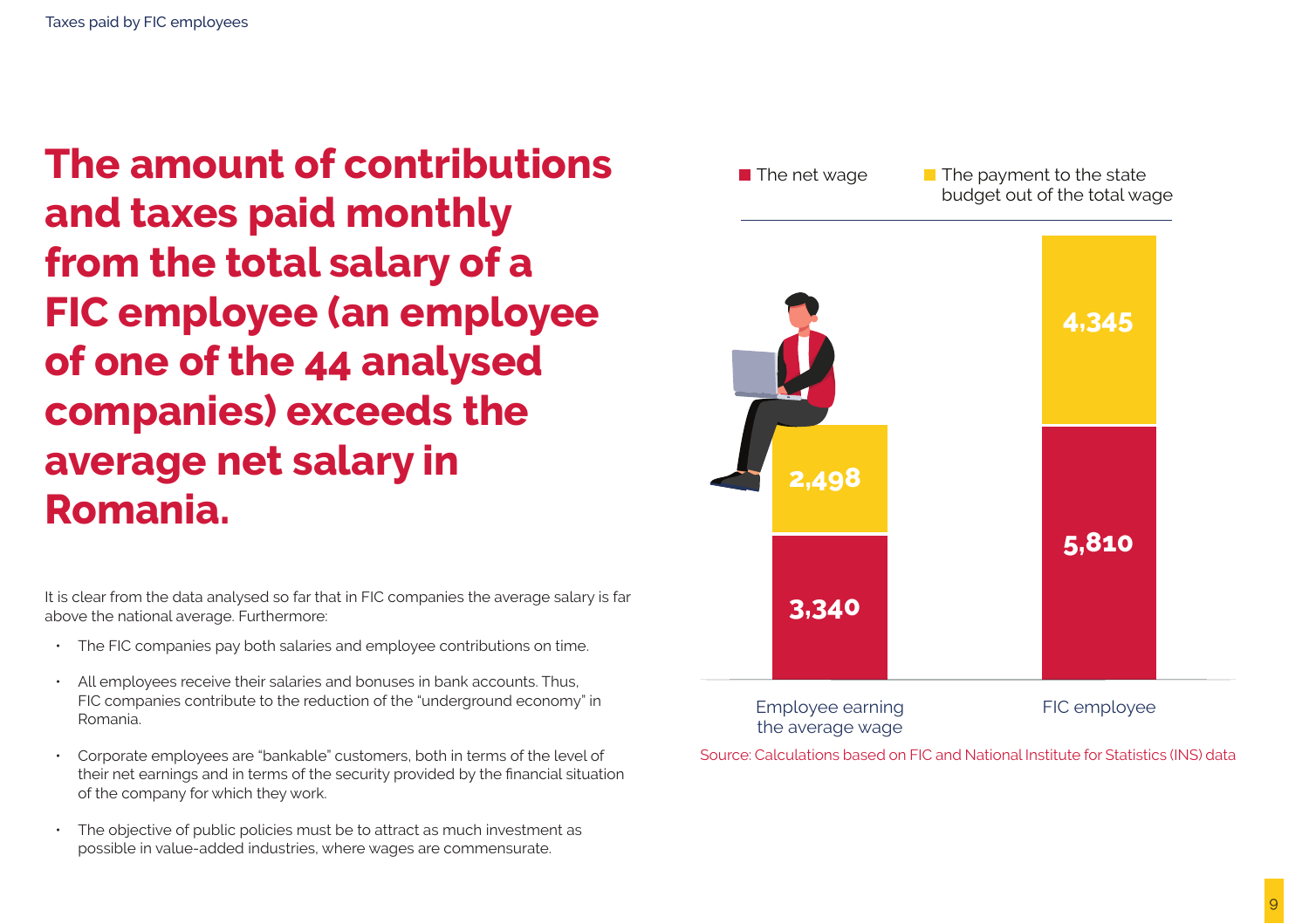# The amount of contributions and taxes paid monthly from the total salary of a FIC employee (an employee of one of the 44 analysed companies) exceeds the average net salary in Romania.

It is clear from the data analysed so far that in FIC companies the average salary is far above the national average. Furthermore:

- The FIC companies pay both salaries and employee contributions on time.
- All employees receive their salaries and bonuses in bank accounts. Thus, FIC companies contribute to the reduction of the "underground economy" in Romania.
- Corporate employees are "bankable" customers, both in terms of the level of their net earnings and in terms of the security provided by the financial situation of the company for which they work.
- The objective of public policies must be to attract as much investment as possible in value-added industries, where wages are commensurate.

| | The net wage | The payment to the state budget out of the total wage |
|---|---|---|
| Employee earning the average wage | 3,340 | 2,498 |
| FIC employee | 5,810 | 4,345 |

Source: Calculations based on FIC and National Institute for Statistics (INS) data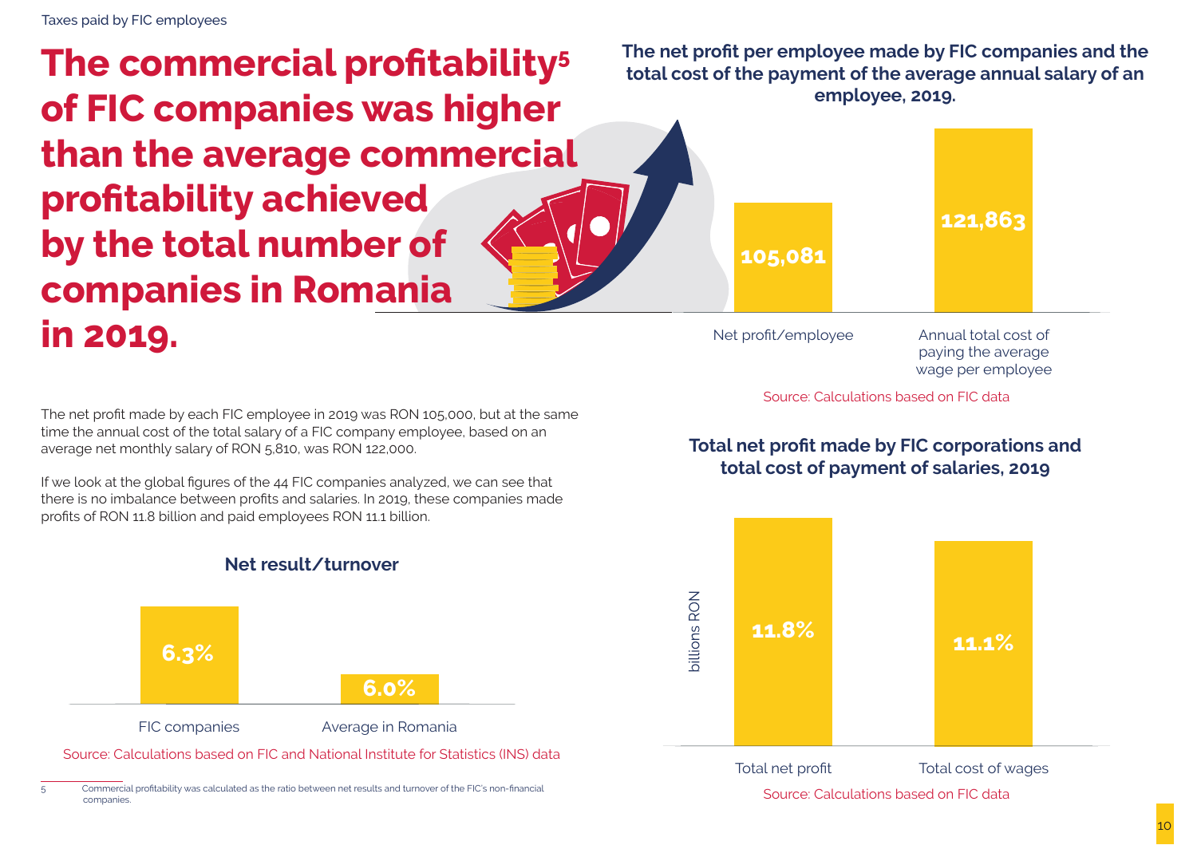# The commercial profitability[5] of FIC companies was higher than the average commercial profitability achieved by the total number of companies in Romania in 2019.

The net profit made by each FIC employee in 2019 was RON 105,000, but at the same time the annual cost of the total salary of a FIC company employee, based on an average net monthly salary of RON 5,810, was RON 122,000.

If we look at the global figures of the 44 FIC companies analyzed, we can see that there is no imbalance between profits and salaries. In 2019, these companies made profits of RON 11.8 billion and paid employees RON 11.1 billion.

**Net result/turnover**

| FIC companies | Average in Romania |
|---|---|
| 6.3% | 6.0% |

Source: Calculations based on FIC and National Institute for Statistics (INS) data

**The net profit per employee made by FIC companies and the total cost of the payment of the average annual salary of an employee, 2019.**

| Net profit/employee | Annual total cost of paying the average wage per employee |
|---|---|
| 105,081 | 121,863 |

Source: Calculations based on FIC data

**Total net profit made by FIC corporations and total cost of payment of salaries, 2019**

billions RON

| Total net profit | Total cost of wages |
|---|---|
| 11.8% | 11.1% |

Source: Calculations based on FIC data

[5] Commercial profitability was calculated as the ratio between net results and turnover of the FIC's non-financial companies.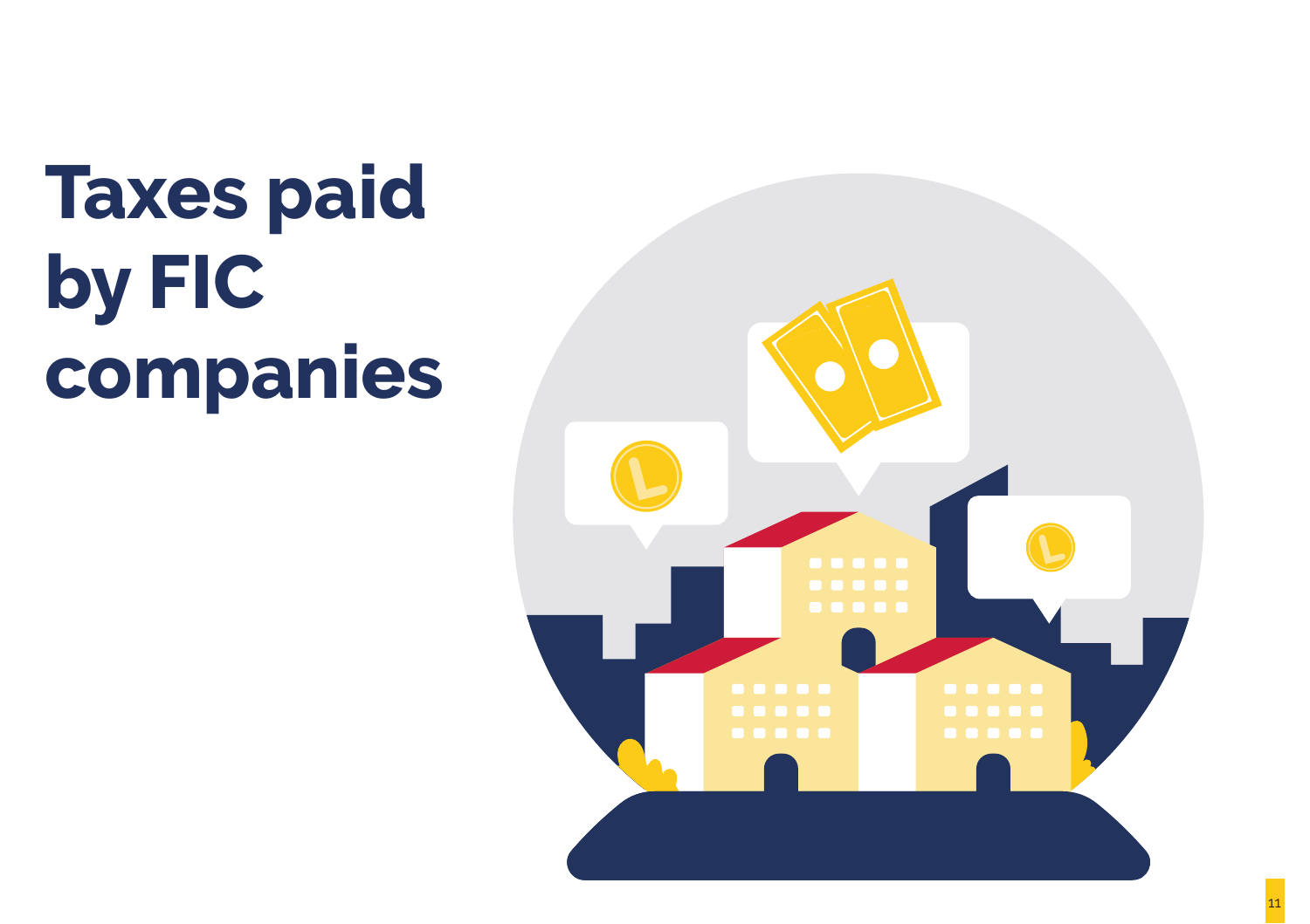# Taxes paid by FIC companies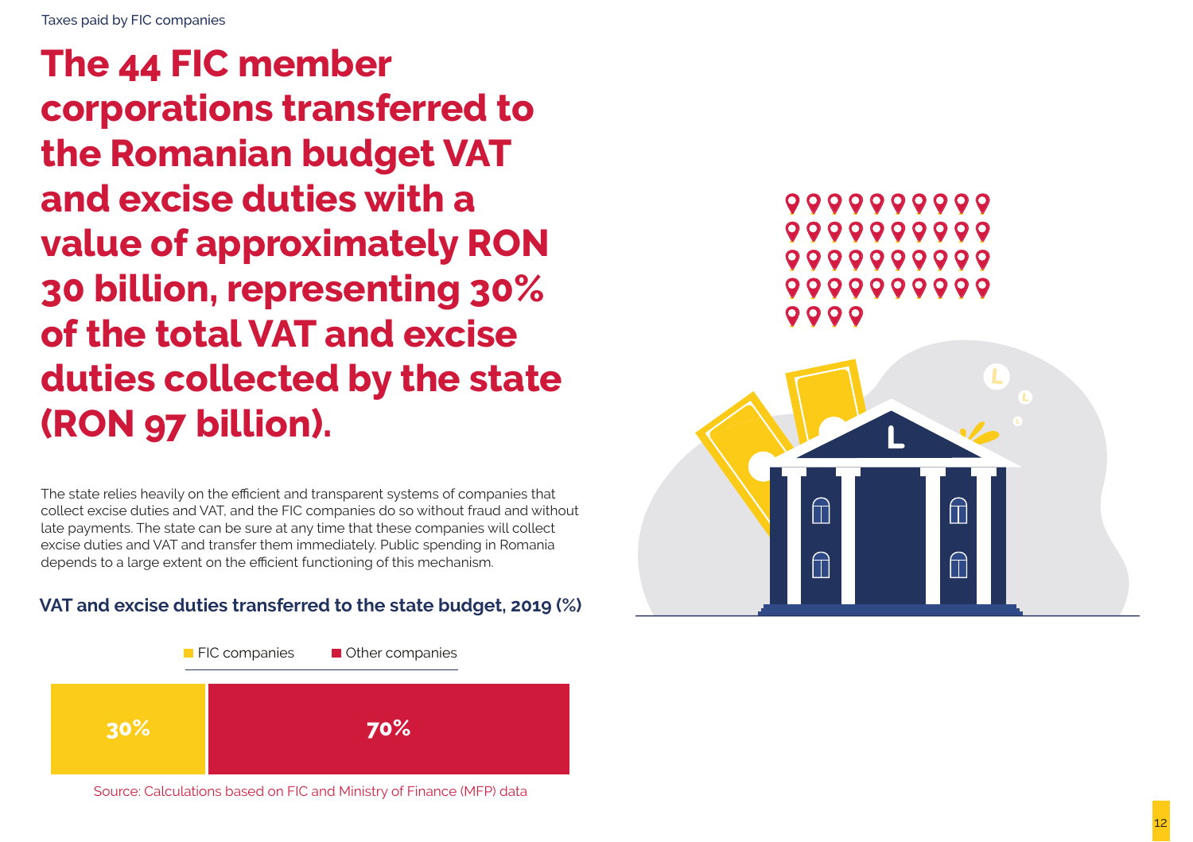Taxes paid by FIC companies

# The 44 FIC member corporations transferred to the Romanian budget VAT and excise duties with a value of approximately RON 30 billion, representing 30% of the total VAT and excise duties collected by the state (RON 97 billion).

The state relies heavily on the efficient and transparent systems of companies that collect excise duties and VAT, and the FIC companies do so without fraud and without late payments. The state can be sure at any time that these companies will collect excise duties and VAT and transfer them immediately. Public spending in Romania depends to a large extent on the efficient functioning of this mechanism.

### VAT and excise duties transferred to the state budget, 2019 (%)

| FIC companies | Other companies |
|---|---|
| 30% | 70% |

Source: Calculations based on FIC and Ministry of Finance (MFP) data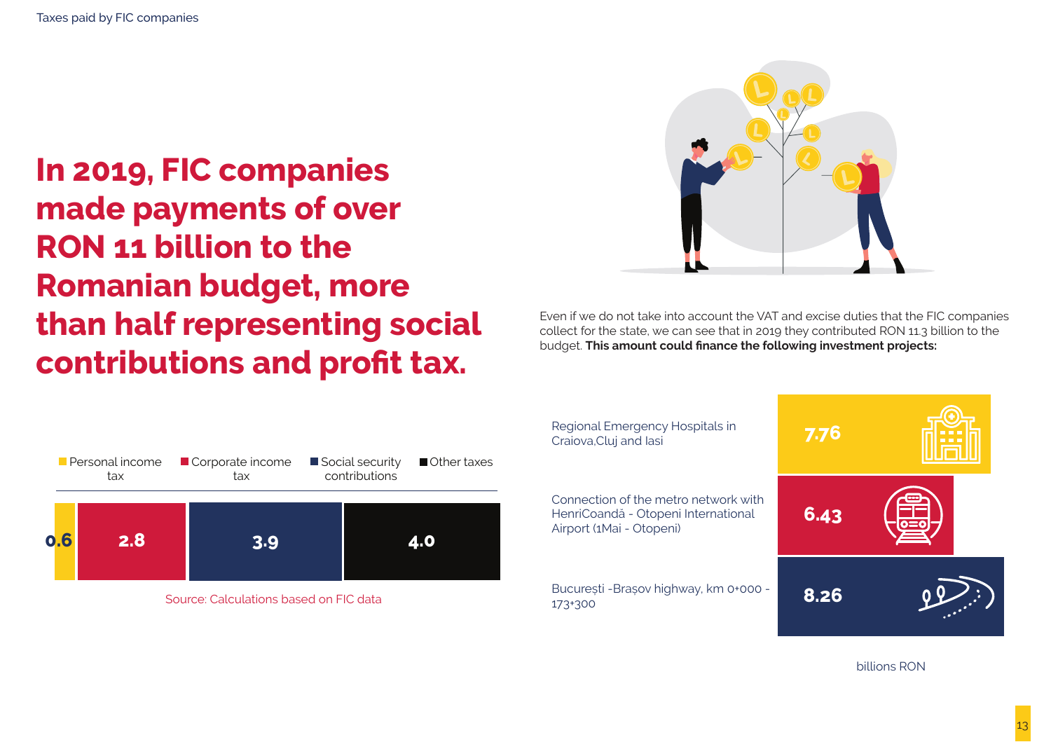# In 2019, FIC companies made payments of over RON 11 billion to the Romanian budget, more than half representing social contributions and profit tax.

Personal income tax
Corporate income tax
Social security contributions
Other taxes

0.6
2.8
3.9
4.0

Source: Calculations based on FIC data

Even if we do not take into account the VAT and excise duties that the FIC companies collect for the state, we can see that in 2019 they contributed RON 11.3 billion to the budget. **This amount could finance the following investment projects:**

Regional Emergency Hospitals in Craiova,Cluj and Iasi
7.76

Connection of the metro network with HenriCoandă - Otopeni International Airport (1Mai - Otopeni)
6.43

București -Brașov highway, km 0+000 - 173+300
8.26

billions RON